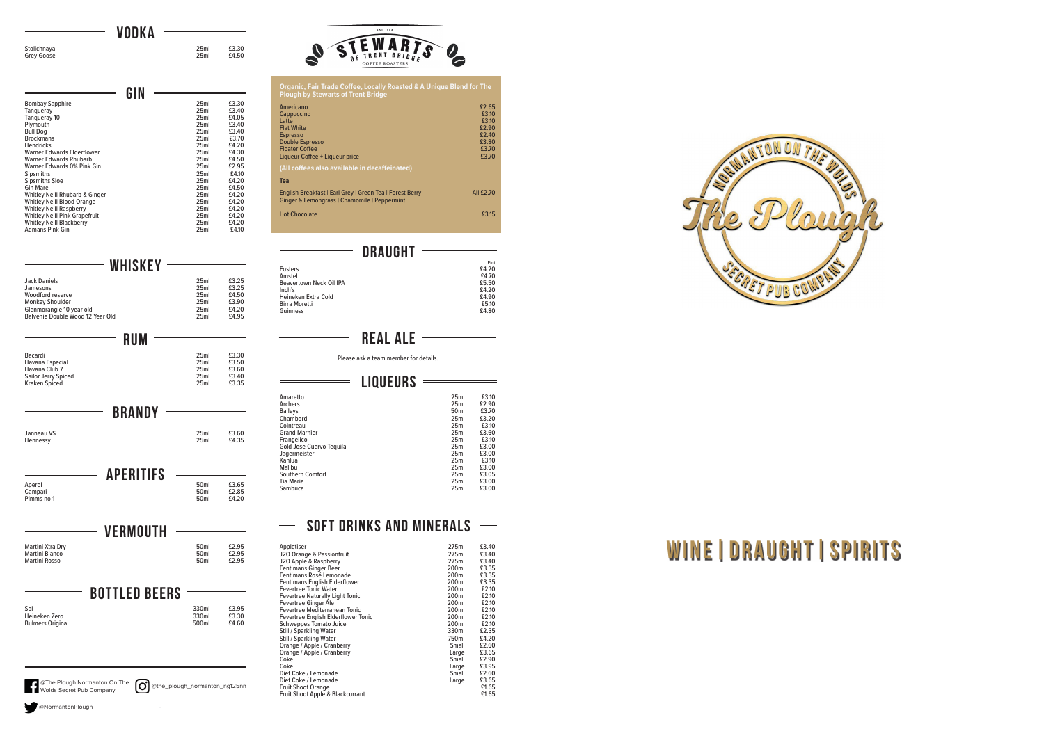## VODKA

| | | |
|---|---|---|
| Stolichnaya | 25ml | £3.30 |
| Grey Goose | 25ml | £4.50 |

## GIN

| | | |
|---|---|---|
| Bombay Sapphire | 25ml | £3.30 |
| Tanqueray | 25ml | £3.40 |
| Tanqueray 10 | 25ml | £4.05 |
| Plymouth | 25ml | £3.40 |
| Bull Dog | 25ml | £3.40 |
| Brockmans | 25ml | £3.70 |
| Hendricks | 25ml | £4.20 |
| Warner Edwards Elderflower | 25ml | £4.30 |
| Warner Edwards Rhubarb | 25ml | £4.50 |
| Warner Edwards 0% Pink Gin | 25ml | £2.95 |
| Sipsmiths | 25ml | £4.10 |
| Sipsmiths Sloe | 25ml | £4.20 |
| Gin Mare | 25ml | £4.50 |
| Whitley Neill Rhubarb & Ginger | 25ml | £4.20 |
| Whitley Neill Blood Orange | 25ml | £4.20 |
| Whitley Neill Raspberry | 25ml | £4.20 |
| Whitley Neill Pink Grapefruit | 25ml | £4.20 |
| Whitley Neill Blackberry | 25ml | £4.20 |
| Admans Pink Gin | 25ml | £4.10 |

## WHISKEY

| | | |
|---|---|---|
| Jack Daniels | 25ml | £3.25 |
| Jamesons | 25ml | £3.25 |
| Woodford reserve | 25ml | £4.50 |
| Monkey Shoulder | 25ml | £3.90 |
| Glenmorangie 10 year old | 25ml | £4.20 |
| Balvenie Double Wood 12 Year Old | 25ml | £4.95 |

## RUM

| | | |
|---|---|---|
| Bacardi | 25ml | £3.30 |
| Havana Especial | 25ml | £3.50 |
| Havana Club 7 | 25ml | £3.60 |
| Sailor Jerry Spiced | 25ml | £3.40 |
| Kraken Spiced | 25ml | £3.35 |

## BRANDY

| | | |
|---|---|---|
| Janneau VS | 25ml | £3.60 |
| Hennessy | 25ml | £4.35 |

## APERITIFS

| | | |
|---|---|---|
| Aperol | 50ml | £3.65 |
| Campari | 50ml | £2.85 |
| Pimms no 1 | 50ml | £4.20 |

## VERMOUTH

| | | |
|---|---|---|
| Martini Xtra Dry | 50ml | £2.95 |
| Martini Bianco | 50ml | £2.95 |
| Martini Rosso | 50ml | £2.95 |

## BOTTLED BEERS

| | | |
|---|---|---|
| Sol | 330ml | £3.95 |
| Heineken Zero | 330ml | £3.30 |
| Bulmers Original | 500ml | £4.60 |

@The Plough Normanton On The Wolds Secret Pub Company

@the_plough_normanton_ng125nn

@NormantonPlough

EST 1904

STEWARTS OF TRENT BRIDGE

COFFEE ROASTERS

**Organic, Fair Trade Coffee, Locally Roasted & A Unique Blend for The Plough by Stewarts of Trent Bridge**

| | |
|---|---|
| Americano | £2.65 |
| Cappuccino | £3.10 |
| Latte | £3.10 |
| Flat White | £2.90 |
| Espresso | £2.40 |
| Double Espresso | £3.80 |
| Floater Coffee | £3.70 |
| Liqueur Coffee + Liqueur price | £3.70 |

**(All coffees also available in decaffeinated)**

**Tea**

| | |
|---|---|
| English Breakfast \| Earl Grey \| Green Tea \| Forest Berry<br>Ginger & Lemongrass \| Chamomile \| Peppermint | All £2.70 |
| Hot Chocolate | £3.15 |

## DRAUGHT

| | Pint |
|---|---|
| Fosters | £4.20 |
| Amstel | £4.70 |
| Beavertown Neck Oil IPA | £5.50 |
| Inch's | £4.20 |
| Heineken Extra Cold | £4.90 |
| Birra Moretti | £5.10 |
| Guinness | £4.80 |

## REAL ALE

Please ask a team member for details.

## LIQUEURS

| | | |
|---|---|---|
| Amaretto | 25ml | £3.10 |
| Archers | 25ml | £2.90 |
| Baileys | 50ml | £3.70 |
| Chambord | 25ml | £3.20 |
| Cointreau | 25ml | £3.10 |
| Grand Marnier | 25ml | £3.60 |
| Frangelico | 25ml | £3.10 |
| Gold Jose Cuervo Tequila | 25ml | £3.00 |
| Jagermeister | 25ml | £3.00 |
| Kahlua | 25ml | £3.10 |
| Malibu | 25ml | £3.00 |
| Southern Comfort | 25ml | £3.05 |
| Tia Maria | 25ml | £3.00 |
| Sambuca | 25ml | £3.00 |

## SOFT DRINKS AND MINERALS

| | | |
|---|---|---|
| Appletiser | 275ml | £3.40 |
| J2O Orange & Passionfruit | 275ml | £3.40 |
| J2O Apple & Raspberry | 275ml | £3.40 |
| Fentimans Ginger Beer | 200ml | £3.35 |
| Fentimans Rosé Lemonade | 200ml | £3.35 |
| Fentimans English Elderflower | 200ml | £3.35 |
| Fevertree Tonic Water | 200ml | £2.10 |
| Fevertree Naturally Light Tonic | 200ml | £2.10 |
| Fevertree Ginger Ale | 200ml | £2.10 |
| Fevertree Mediterranean Tonic | 200ml | £2.10 |
| Fevertree English Elderflower Tonic | 200ml | £2.10 |
| Schweppes Tomato Juice | 200ml | £2.10 |
| Still / Sparkling Water | 330ml | £2.35 |
| Still / Sparkling Water | 750ml | £4.20 |
| Orange / Apple / Cranberry | Small | £2.60 |
| Orange / Apple / Cranberry | Large | £3.65 |
| Coke | Small | £2.90 |
| Coke | Large | £3.95 |
| Diet Coke / Lemonade | Small | £2.60 |
| Diet Coke / Lemonade | Large | £3.65 |
| Fruit Shoot Orange | | £1.65 |
| Fruit Shoot Apple & Blackcurrant | | £1.65 |

NORMANTON ON THE WOLDS

The Plough

SECRET PUB COMPANY

# WINE | DRAUGHT | SPIRITS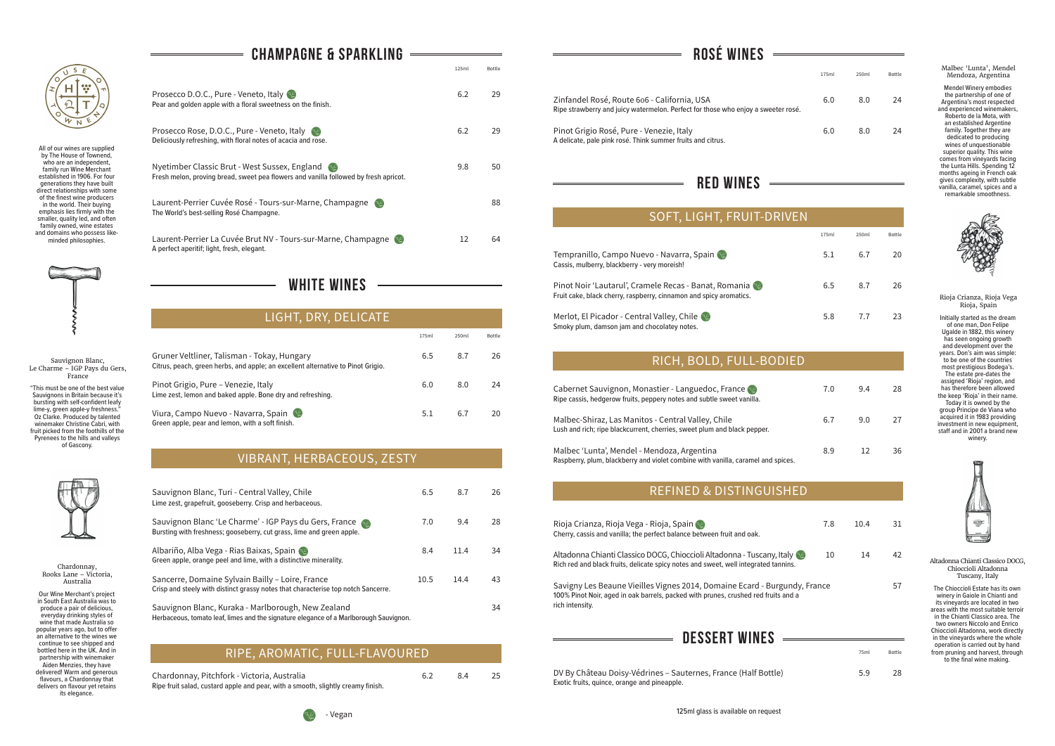All of our wines are supplied by The House of Townend, who are an independent, family run Wine Merchant established in 1906. For four generations they have built direct relationships with some of the finest wine producers in the world. Their buying emphasis lies firmly with the smaller, quality led, and often family owned, wine estates and domains who possess like-minded philosophies.

Sauvignon Blanc,
Le Charme – IGP Pays du Gers, France

"This must be one of the best value Sauvignons in Britain because it's bursting with self-confident leafy lime-y, green apple-y freshness." Oz Clarke. Produced by talented winemaker Christine Cabri, with fruit picked from the foothills of the Pyrenees to the hills and valleys of Gascony.

Chardonnay,
Rooks Lane – Victoria, Australia

Our Wine Merchant's project in South East Australia was to produce a pair of delicious, everyday drinking styles of wine that made Australia so popular years ago, but to offer an alternative to the wines we continue to see shipped and bottled here in the UK. And in partnership with winemaker Aiden Menzies, they have delivered! Warm and generous flavours, a Chardonnay that delivers on flavour yet retains its elegance.

# CHAMPAGNE & SPARKLING

| | 125ml | Bottle |
|---|---|---|
| **Prosecco D.O.C., Pure - Veneto, Italy** (Vegan)<br>Pear and golden apple with a floral sweetness on the finish. | 6.2 | 29 |
| **Prosecco Rose, D.O.C., Pure - Veneto, Italy** (Vegan)<br>Deliciously refreshing, with floral notes of acacia and rose. | 6.2 | 29 |
| **Nyetimber Classic Brut - West Sussex, England** (Vegan)<br>Fresh melon, proving bread, sweet pea flowers and vanilla followed by fresh apricot. | 9.8 | 50 |
| **Laurent-Perrier Cuvée Rosé - Tours-sur-Marne, Champagne** (Vegan)<br>The World's best-selling Rosé Champagne. | | 88 |
| **Laurent-Perrier La Cuvée Brut NV - Tours-sur-Marne, Champagne** (Vegan)<br>A perfect aperitif; light, fresh, elegant. | 12 | 64 |

# WHITE WINES

## LIGHT, DRY, DELICATE

| | 175ml | 250ml | Bottle |
|---|---|---|---|
| **Gruner Veltliner, Talisman - Tokay, Hungary**<br>Citrus, peach, green herbs, and apple; an excellent alternative to Pinot Grigio. | 6.5 | 8.7 | 26 |
| **Pinot Grigio, Pure – Venezie, Italy**<br>Lime zest, lemon and baked apple. Bone dry and refreshing. | 6.0 | 8.0 | 24 |
| **Viura, Campo Nuevo - Navarra, Spain** (Vegan)<br>Green apple, pear and lemon, with a soft finish. | 5.1 | 6.7 | 20 |

## VIBRANT, HERBACEOUS, ZESTY

| | 175ml | 250ml | Bottle |
|---|---|---|---|
| **Sauvignon Blanc, Turi - Central Valley, Chile**<br>Lime zest, grapefruit, gooseberry. Crisp and herbaceous. | 6.5 | 8.7 | 26 |
| **Sauvignon Blanc 'Le Charme' - IGP Pays du Gers, France** (Vegan)<br>Bursting with freshness; gooseberry, cut grass, lime and green apple. | 7.0 | 9.4 | 28 |
| **Albariño, Alba Vega - Rias Baixas, Spain** (Vegan)<br>Green apple, orange peel and lime, with a distinctive minerality. | 8.4 | 11.4 | 34 |
| **Sancerre, Domaine Sylvain Bailly – Loire, France**<br>Crisp and steely with distinct grassy notes that characterise top notch Sancerre. | 10.5 | 14.4 | 43 |
| **Sauvignon Blanc, Kuraka - Marlborough, New Zealand**<br>Herbaceous, tomato leaf, limes and the signature elegance of a Marlborough Sauvignon. | | | 34 |

## RIPE, AROMATIC, FULL-FLAVOURED

| | 175ml | 250ml | Bottle |
|---|---|---|---|
| **Chardonnay, Pitchfork - Victoria, Australia**<br>Ripe fruit salad, custard apple and pear, with a smooth, slightly creamy finish. | 6.2 | 8.4 | 25 |

(Vegan symbol) - Vegan

# ROSÉ WINES

| | 175ml | 250ml | Bottle |
|---|---|---|---|
| **Zinfandel Rosé, Route 606 - California, USA**<br>Ripe strawberry and juicy watermelon. Perfect for those who enjoy a sweeter rosé. | 6.0 | 8.0 | 24 |
| **Pinot Grigio Rosé, Pure - Venezie, Italy**<br>A delicate, pale pink rosé. Think summer fruits and citrus. | 6.0 | 8.0 | 24 |

# RED WINES

## SOFT, LIGHT, FRUIT-DRIVEN

| | 175ml | 250ml | Bottle |
|---|---|---|---|
| **Tempranillo, Campo Nuevo - Navarra, Spain** (Vegan)<br>Cassis, mulberry, blackberry - very moreish! | 5.1 | 6.7 | 20 |
| **Pinot Noir 'Lautarul', Cramele Recas - Banat, Romania** (Vegan)<br>Fruit cake, black cherry, raspberry, cinnamon and spicy aromatics. | 6.5 | 8.7 | 26 |
| **Merlot, El Picador - Central Valley, Chile** (Vegan)<br>Smoky plum, damson jam and chocolatey notes. | 5.8 | 7.7 | 23 |

## RICH, BOLD, FULL-BODIED

| | 175ml | 250ml | Bottle |
|---|---|---|---|
| **Cabernet Sauvignon, Monastier - Languedoc, France** (Vegan)<br>Ripe cassis, hedgerow fruits, peppery notes and subtle sweet vanilla. | 7.0 | 9.4 | 28 |
| **Malbec-Shiraz, Las Manitos - Central Valley, Chile**<br>Lush and rich; ripe blackcurrant, cherries, sweet plum and black pepper. | 6.7 | 9.0 | 27 |
| **Malbec 'Lunta', Mendel - Mendoza, Argentina**<br>Raspberry, plum, blackberry and violet combine with vanilla, caramel and spices. | 8.9 | 12 | 36 |

## REFINED & DISTINGUISHED

| | 175ml | 250ml | Bottle |
|---|---|---|---|
| **Rioja Crianza, Rioja Vega - Rioja, Spain** (Vegan)<br>Cherry, cassis and vanilla; the perfect balance between fruit and oak. | 7.8 | 10.4 | 31 |
| **Altadonna Chianti Classico DOCG, Chioccioli Altadonna - Tuscany, Italy** (Vegan)<br>Rich red and black fruits, delicate spicy notes and sweet, well integrated tannins. | 10 | 14 | 42 |
| **Savigny Les Beaune Vieilles Vignes 2014, Domaine Ecard - Burgundy, France**<br>100% Pinot Noir, aged in oak barrels, packed with prunes, crushed red fruits and a rich intensity. | | | 57 |

# DESSERT WINES

| | 75ml | Bottle |
|---|---|---|
| **DV By Château Doisy-Védrines – Sauternes, France (Half Bottle)**<br>Exotic fruits, quince, orange and pineapple. | 5.9 | 28 |

125ml glass is available on request

Malbec 'Lunta', Mendel
Mendoza, Argentina

Mendel Winery embodies the partnership of one of Argentina's most respected and experienced winemakers, Roberto de la Mota, with an established Argentine family. Together they are dedicated to producing wines of unquestionable superior quality. This wine comes from vineyards facing the Lunta Hills. Spending 12 months ageing in French oak gives complexity, with subtle vanilla, caramel, spices and a remarkable smoothness.

Rioja Crianza, Rioja Vega
Rioja, Spain

Initially started as the dream of one man, Don Felipe Ugalde in 1882, this winery has seen ongoing growth and development over the years. Don's aim was simple: to be one of the countries most prestigious Bodega's. The estate pre-dates the assigned 'Rioja' region, and has therefore been allowed the keep 'Rioja' in their name. Today it is owned by the group Principe de Viana who acquired it in 1983 providing investment in new equipment, staff and in 2001 a brand new winery.

Altadonna Chianti Classico DOCG,
Chioccioli Altadonna
Tuscany, Italy

The Chioccioli Estate has its own winery in Gaiole in Chianti and its vineyards are located in two areas with the most suitable terroir in the Chianti Classico area. The two owners Niccolo and Enrico Chioccioli Altadonna, work directly in the vineyards where the whole operation is carried out by hand from pruning and harvest, through to the final wine making.